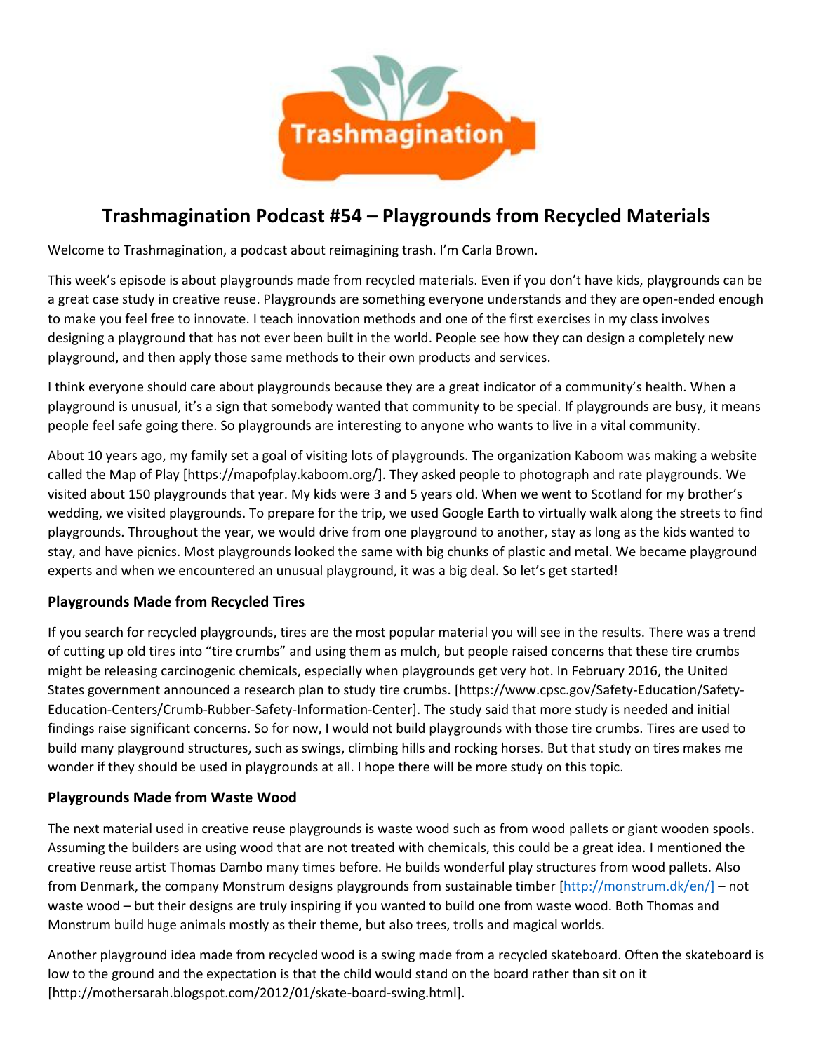# Trashmagination Podcast #54 – Playgrounds from Recycled Materials

Welcome to Trashmagination, a podcast about reimagining trash. I'm Carla Brown.

This week's episode is about playgrounds made from recycled materials. Even if you don't have kids, playgrounds can be a great case study in creative reuse. Playgrounds are something everyone understands and they are open-ended enough to make you feel free to innovate. I teach innovation methods and one of the first exercises in my class involves designing a playground that has not ever been built in the world. People see how they can design a completely new playground, and then apply those same methods to their own products and services.

I think everyone should care about playgrounds because they are a great indicator of a community's health. When a playground is unusual, it's a sign that somebody wanted that community to be special. If playgrounds are busy, it means people feel safe going there. So playgrounds are interesting to anyone who wants to live in a vital community.

About 10 years ago, my family set a goal of visiting lots of playgrounds. The organization Kaboom was making a website called the Map of Play [https://mapofplay.kaboom.org/]. They asked people to photograph and rate playgrounds. We visited about 150 playgrounds that year. My kids were 3 and 5 years old. When we went to Scotland for my brother's wedding, we visited playgrounds. To prepare for the trip, we used Google Earth to virtually walk along the streets to find playgrounds. Throughout the year, we would drive from one playground to another, stay as long as the kids wanted to stay, and have picnics. Most playgrounds looked the same with big chunks of plastic and metal. We became playground experts and when we encountered an unusual playground, it was a big deal. So let's get started!

### Playgrounds Made from Recycled Tires

If you search for recycled playgrounds, tires are the most popular material you will see in the results. There was a trend of cutting up old tires into "tire crumbs" and using them as mulch, but people raised concerns that these tire crumbs might be releasing carcinogenic chemicals, especially when playgrounds get very hot. In February 2016, the United States government announced a research plan to study tire crumbs. [https://www.cpsc.gov/Safety-Education/Safety-Education-Centers/Crumb-Rubber-Safety-Information-Center]. The study said that more study is needed and initial findings raise significant concerns. So for now, I would not build playgrounds with those tire crumbs. Tires are used to build many playground structures, such as swings, climbing hills and rocking horses. But that study on tires makes me wonder if they should be used in playgrounds at all. I hope there will be more study on this topic.

### Playgrounds Made from Waste Wood

The next material used in creative reuse playgrounds is waste wood such as from wood pallets or giant wooden spools. Assuming the builders are using wood that are not treated with chemicals, this could be a great idea. I mentioned the creative reuse artist Thomas Dambo many times before. He builds wonderful play structures from wood pallets. Also from Denmark, the company Monstrum designs playgrounds from sustainable timber [http://monstrum.dk/en/] – not waste wood – but their designs are truly inspiring if you wanted to build one from waste wood. Both Thomas and Monstrum build huge animals mostly as their theme, but also trees, trolls and magical worlds.

Another playground idea made from recycled wood is a swing made from a recycled skateboard. Often the skateboard is low to the ground and the expectation is that the child would stand on the board rather than sit on it [http://mothersarah.blogspot.com/2012/01/skate-board-swing.html].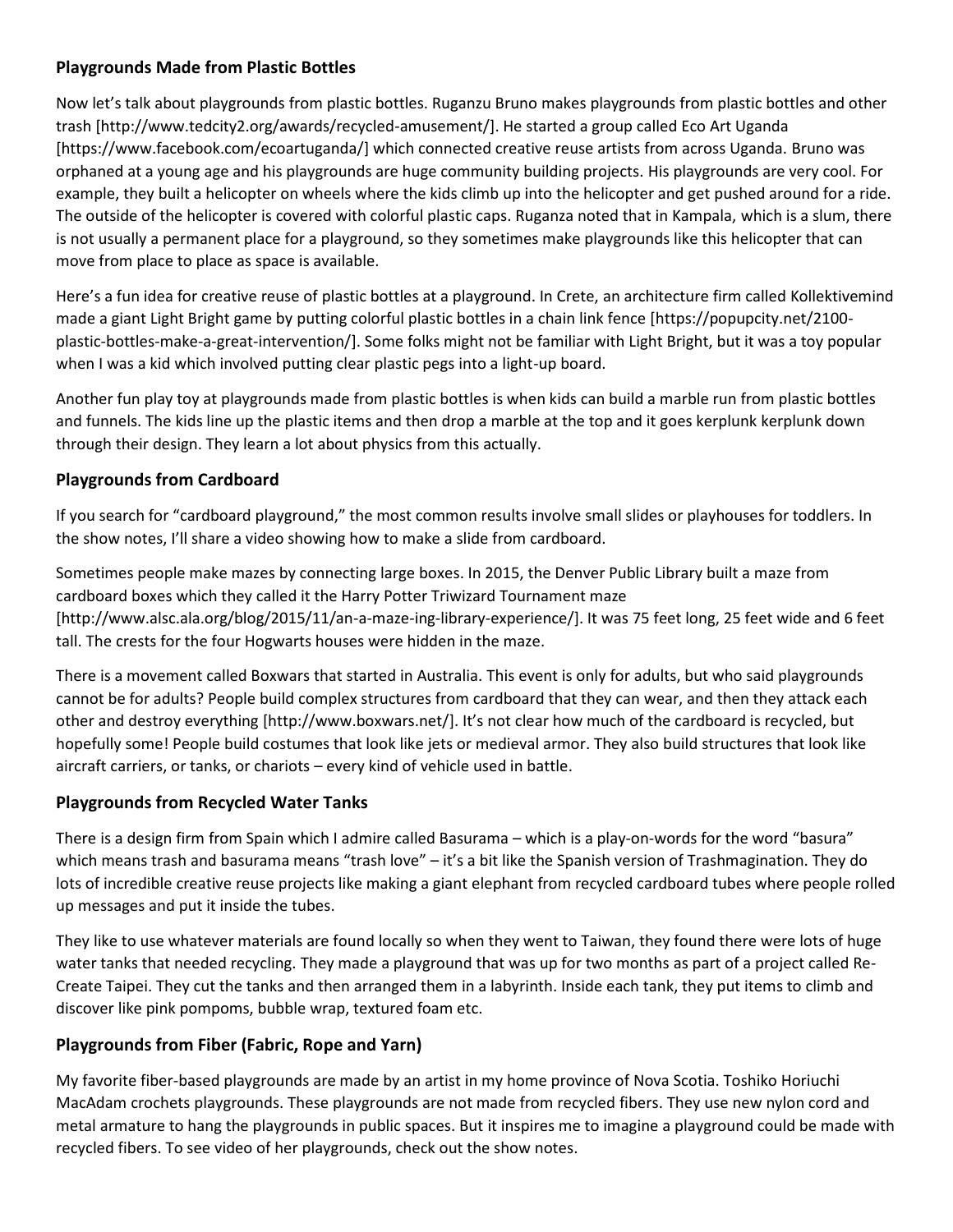### Playgrounds Made from Plastic Bottles

Now let's talk about playgrounds from plastic bottles. Ruganzu Bruno makes playgrounds from plastic bottles and other trash [http://www.tedcity2.org/awards/recycled-amusement/]. He started a group called Eco Art Uganda [https://www.facebook.com/ecoartuganda/] which connected creative reuse artists from across Uganda. Bruno was orphaned at a young age and his playgrounds are huge community building projects. His playgrounds are very cool. For example, they built a helicopter on wheels where the kids climb up into the helicopter and get pushed around for a ride. The outside of the helicopter is covered with colorful plastic caps. Ruganza noted that in Kampala, which is a slum, there is not usually a permanent place for a playground, so they sometimes make playgrounds like this helicopter that can move from place to place as space is available.

Here's a fun idea for creative reuse of plastic bottles at a playground. In Crete, an architecture firm called Kollektivemind made a giant Light Bright game by putting colorful plastic bottles in a chain link fence [https://popupcity.net/2100-plastic-bottles-make-a-great-intervention/]. Some folks might not be familiar with Light Bright, but it was a toy popular when I was a kid which involved putting clear plastic pegs into a light-up board.

Another fun play toy at playgrounds made from plastic bottles is when kids can build a marble run from plastic bottles and funnels. The kids line up the plastic items and then drop a marble at the top and it goes kerplunk kerplunk down through their design. They learn a lot about physics from this actually.

### Playgrounds from Cardboard

If you search for "cardboard playground," the most common results involve small slides or playhouses for toddlers. In the show notes, I'll share a video showing how to make a slide from cardboard.

Sometimes people make mazes by connecting large boxes. In 2015, the Denver Public Library built a maze from cardboard boxes which they called it the Harry Potter Triwizard Tournament maze [http://www.alsc.ala.org/blog/2015/11/an-a-maze-ing-library-experience/]. It was 75 feet long, 25 feet wide and 6 feet tall. The crests for the four Hogwarts houses were hidden in the maze.

There is a movement called Boxwars that started in Australia. This event is only for adults, but who said playgrounds cannot be for adults? People build complex structures from cardboard that they can wear, and then they attack each other and destroy everything [http://www.boxwars.net/]. It's not clear how much of the cardboard is recycled, but hopefully some! People build costumes that look like jets or medieval armor. They also build structures that look like aircraft carriers, or tanks, or chariots – every kind of vehicle used in battle.

### Playgrounds from Recycled Water Tanks

There is a design firm from Spain which I admire called Basurama – which is a play-on-words for the word "basura" which means trash and basurama means "trash love" – it's a bit like the Spanish version of Trashmagination. They do lots of incredible creative reuse projects like making a giant elephant from recycled cardboard tubes where people rolled up messages and put it inside the tubes.

They like to use whatever materials are found locally so when they went to Taiwan, they found there were lots of huge water tanks that needed recycling. They made a playground that was up for two months as part of a project called Re-Create Taipei. They cut the tanks and then arranged them in a labyrinth. Inside each tank, they put items to climb and discover like pink pompoms, bubble wrap, textured foam etc.

### Playgrounds from Fiber (Fabric, Rope and Yarn)

My favorite fiber-based playgrounds are made by an artist in my home province of Nova Scotia. Toshiko Horiuchi MacAdam crochets playgrounds. These playgrounds are not made from recycled fibers. They use new nylon cord and metal armature to hang the playgrounds in public spaces. But it inspires me to imagine a playground could be made with recycled fibers. To see video of her playgrounds, check out the show notes.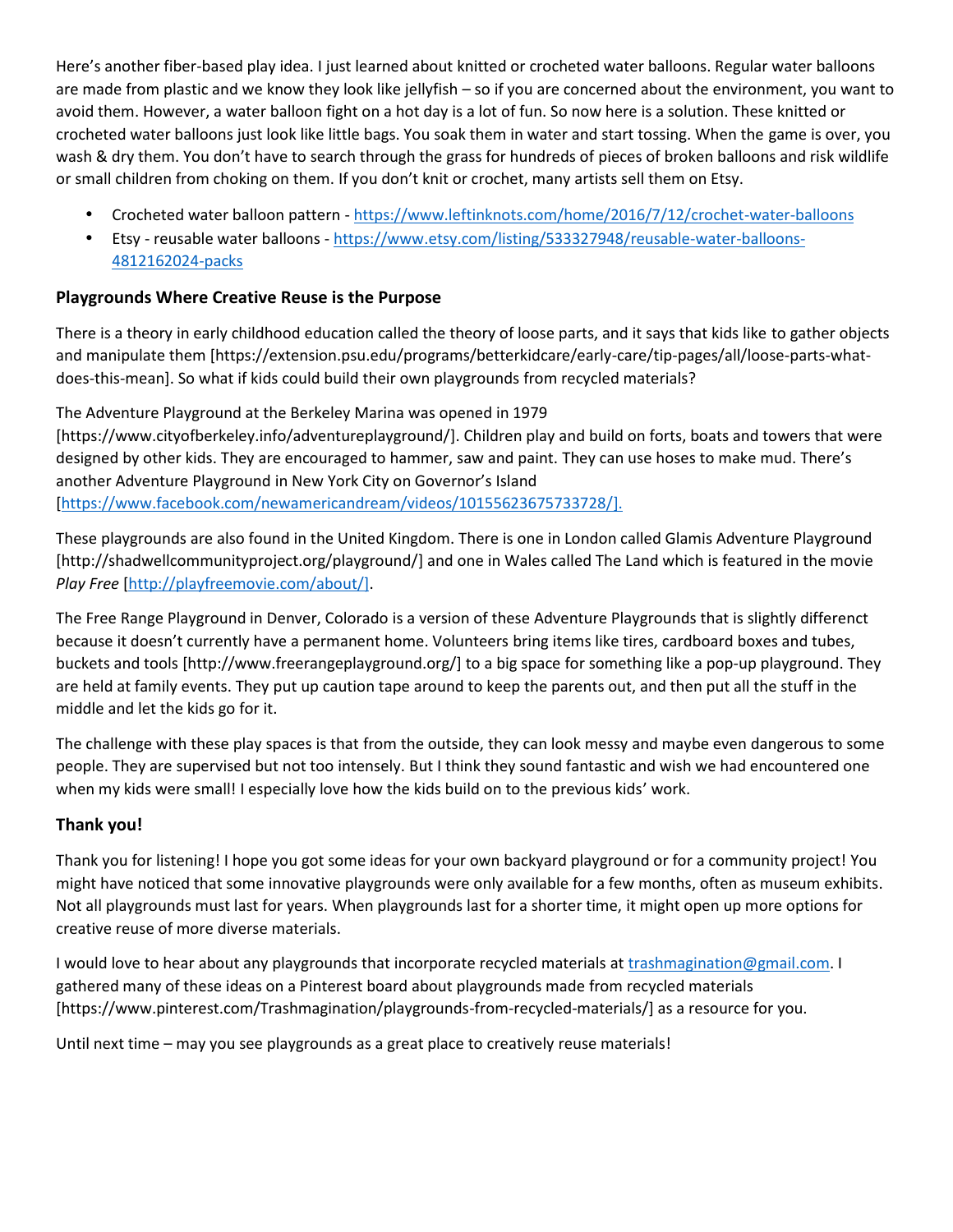Here's another fiber-based play idea. I just learned about knitted or crocheted water balloons. Regular water balloons are made from plastic and we know they look like jellyfish – so if you are concerned about the environment, you want to avoid them. However, a water balloon fight on a hot day is a lot of fun. So now here is a solution. These knitted or crocheted water balloons just look like little bags. You soak them in water and start tossing. When the game is over, you wash & dry them. You don't have to search through the grass for hundreds of pieces of broken balloons and risk wildlife or small children from choking on them. If you don't knit or crochet, many artists sell them on Etsy.

- Crocheted water balloon pattern - https://www.leftinknots.com/home/2016/7/12/crochet-water-balloons
- Etsy - reusable water balloons - https://www.etsy.com/listing/533327948/reusable-water-balloons-4812162024-packs

## Playgrounds Where Creative Reuse is the Purpose

There is a theory in early childhood education called the theory of loose parts, and it says that kids like to gather objects and manipulate them [https://extension.psu.edu/programs/betterkidcare/early-care/tip-pages/all/loose-parts-what-does-this-mean]. So what if kids could build their own playgrounds from recycled materials?

The Adventure Playground at the Berkeley Marina was opened in 1979 [https://www.cityofberkeley.info/adventureplayground/]. Children play and build on forts, boats and towers that were designed by other kids. They are encouraged to hammer, saw and paint. They can use hoses to make mud. There's another Adventure Playground in New York City on Governor's Island [https://www.facebook.com/newamericandream/videos/10155623675733728/].

These playgrounds are also found in the United Kingdom. There is one in London called Glamis Adventure Playground [http://shadwellcommunityproject.org/playground/] and one in Wales called The Land which is featured in the movie *Play Free* [http://playfreemovie.com/about/].

The Free Range Playground in Denver, Colorado is a version of these Adventure Playgrounds that is slightly differenct because it doesn't currently have a permanent home. Volunteers bring items like tires, cardboard boxes and tubes, buckets and tools [http://www.freerangeplayground.org/] to a big space for something like a pop-up playground. They are held at family events. They put up caution tape around to keep the parents out, and then put all the stuff in the middle and let the kids go for it.

The challenge with these play spaces is that from the outside, they can look messy and maybe even dangerous to some people. They are supervised but not too intensely. But I think they sound fantastic and wish we had encountered one when my kids were small! I especially love how the kids build on to the previous kids' work.

## Thank you!

Thank you for listening! I hope you got some ideas for your own backyard playground or for a community project! You might have noticed that some innovative playgrounds were only available for a few months, often as museum exhibits. Not all playgrounds must last for years. When playgrounds last for a shorter time, it might open up more options for creative reuse of more diverse materials.

I would love to hear about any playgrounds that incorporate recycled materials at trashmagination@gmail.com. I gathered many of these ideas on a Pinterest board about playgrounds made from recycled materials [https://www.pinterest.com/Trashmagination/playgrounds-from-recycled-materials/] as a resource for you.

Until next time – may you see playgrounds as a great place to creatively reuse materials!